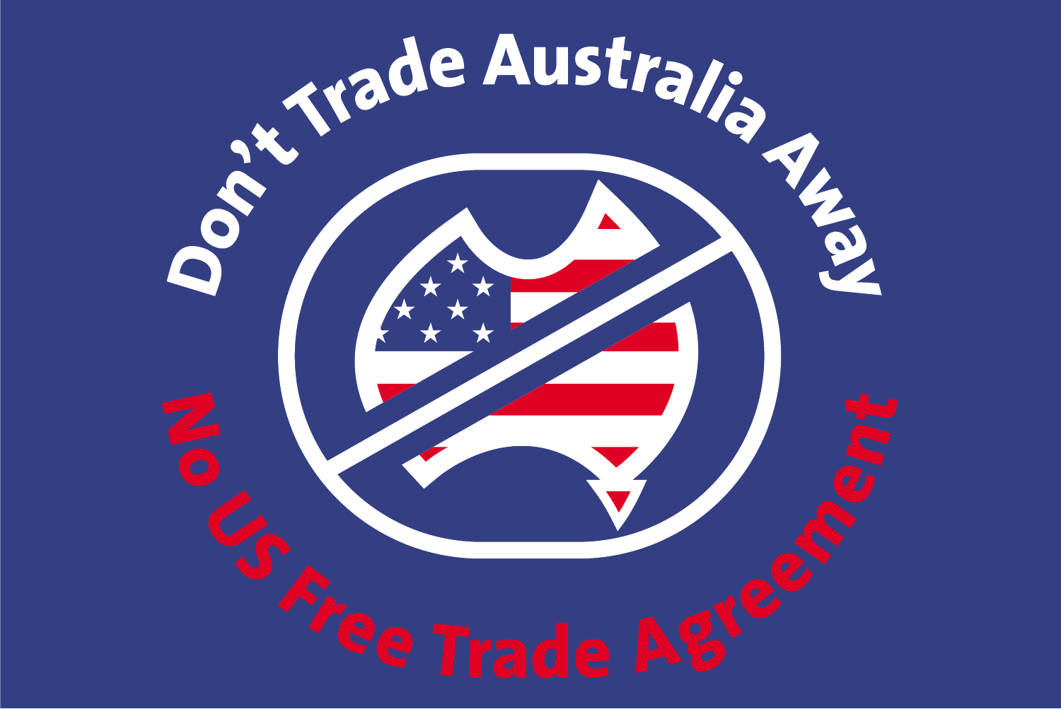Don't Trade Australia Away

No US Free Trade Agreement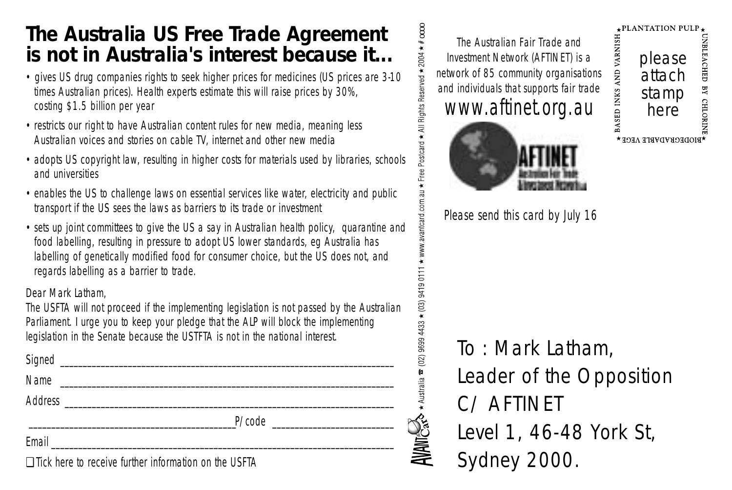# The Australia US Free Trade Agreement is not in Australia's interest because it...

- gives US drug companies rights to seek higher prices for medicines (US prices are 3-10 times Australian prices). Health experts estimate this will raise prices by 30%, costing $1.5 billion per year
- restricts our right to have Australian content rules for new media, meaning less Australian voices and stories on cable TV, internet and other new media
- adopts US copyright law, resulting in higher costs for materials used by libraries, schools and universities
- enables the US to challenge laws on essential services like water, electricity and public transport if the US sees the laws as barriers to its trade or investment
- sets up joint committees to give the US a say in Australian health policy, quarantine and food labelling, resulting in pressure to adopt US lower standards, eg Australia has labelling of genetically modified food for consumer choice, but the US does not, and regards labelling as a barrier to trade.

Dear Mark Latham,

The USFTA will not proceed if the implementing legislation is not passed by the Australian Parliament. I urge you to keep your pledge that the ALP will block the implementing legislation in the Senate because the USTFTA is not in the national interest.

Signed ______________________________________________

Name ______________________________________________

Address ______________________________________________

______________________________ P/code ________________

Email ______________________________________________

❑ Tick here to receive further information on the USFTA

AVANTCard ★ Australia ☎ (02) 9699 4433 ★ (03) 9419 0111 ★ www.avanticard.com.au ★ Free Postcard ★ All Rights Reserved ★ 2004 ★ # 0000

The Australian Fair Trade and Investment Network (AFTINET) is a network of 85 community organisations and individuals that supports fair trade

www.aftinet.org.au

AFTINET
Australian Fair Trade & Investment Network

Please send this card by July 16

★PLANTATION PULP★ UNBLEACHED BY CHLORINE★ BIODEGRADABLE VEGE★ BASED INKS AND VARNISH

please attach stamp here

To : Mark Latham,
Leader of the Opposition
C/ AFTINET
Level 1, 46-48 York St,
Sydney 2000.